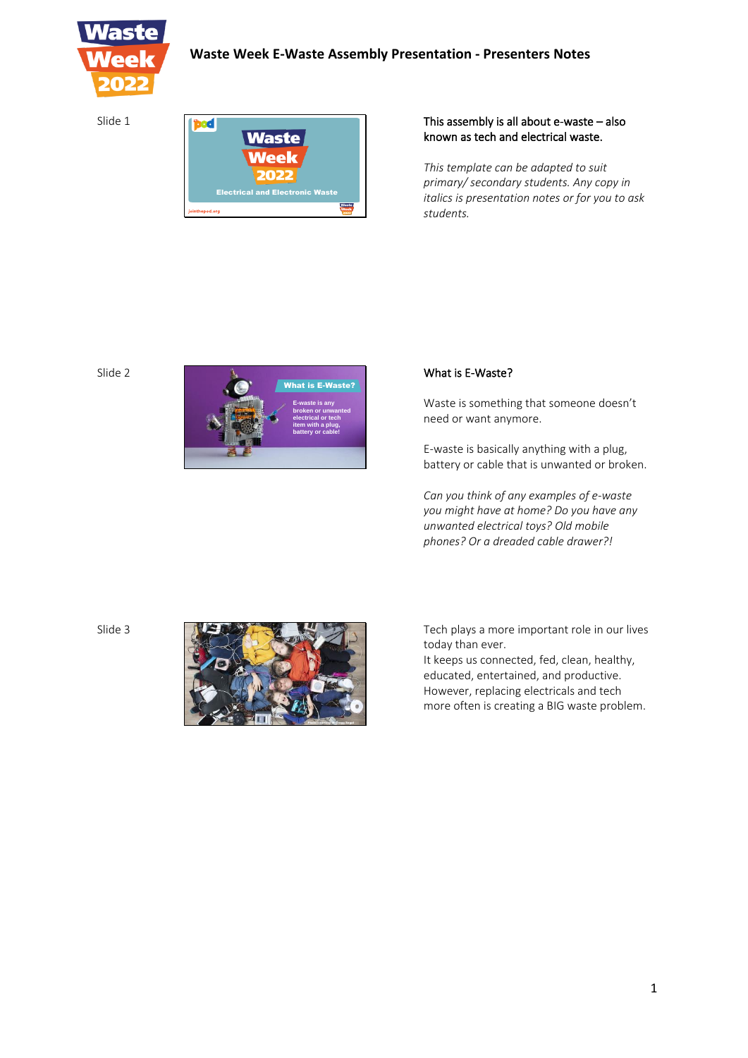# Waste Week E-Waste Assembly Presentation - Presenters Notes

Slide 1

This assembly is all about e-waste – also known as tech and electrical waste.

*This template can be adapted to suit primary/ secondary students. Any copy in italics is presentation notes or for you to ask students.*

Slide 2

What is E-Waste?

Waste is something that someone doesn't need or want anymore.

E-waste is basically anything with a plug, battery or cable that is unwanted or broken.

*Can you think of any examples of e-waste you might have at home? Do you have any unwanted electrical toys? Old mobile phones? Or a dreaded cable drawer?!*

Slide 3

Tech plays a more important role in our lives today than ever.
It keeps us connected, fed, clean, healthy, educated, entertained, and productive.
However, replacing electricals and tech more often is creating a BIG waste problem.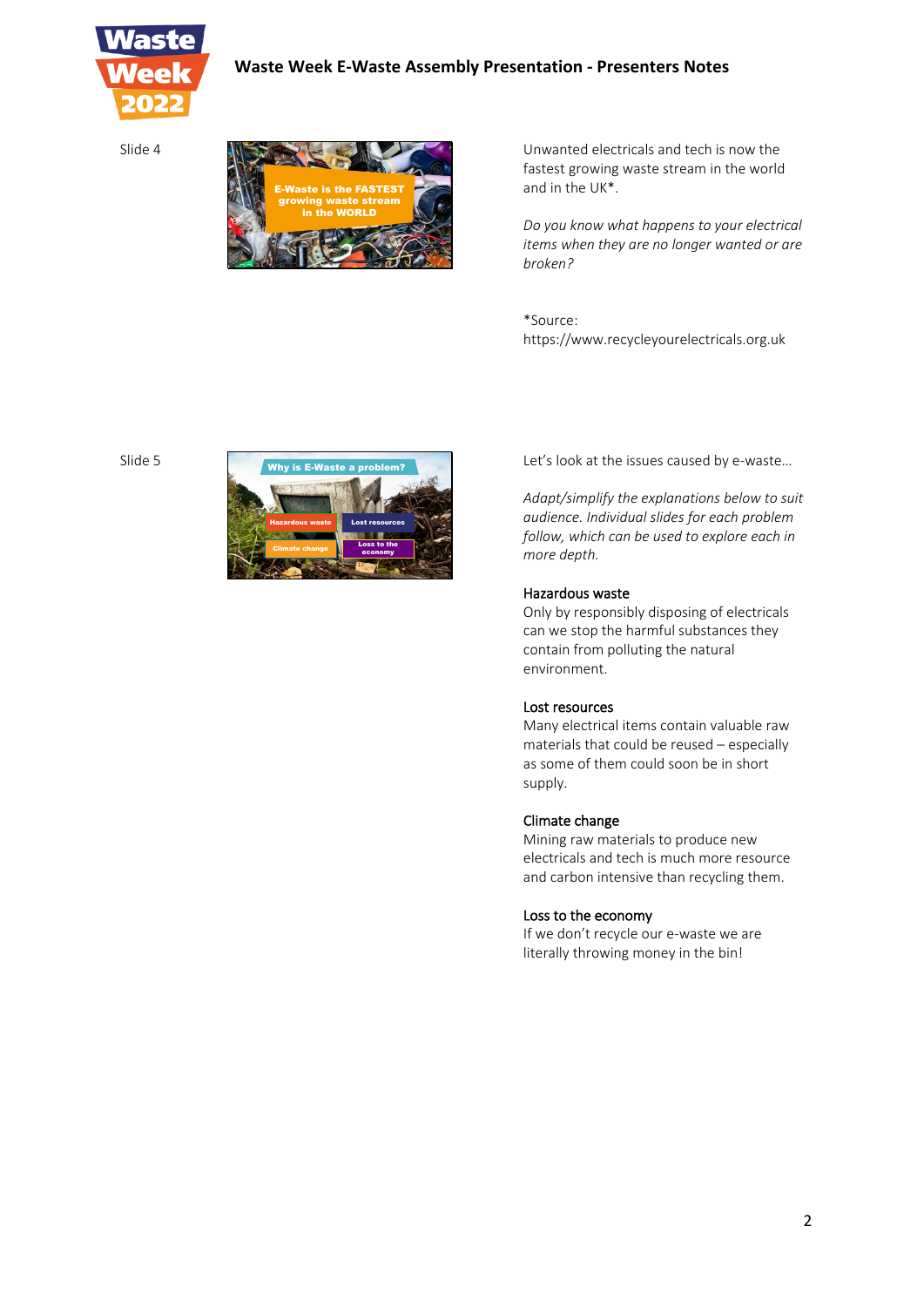Slide 4

Unwanted electricals and tech is now the fastest growing waste stream in the world and in the UK*.

*Do you know what happens to your electrical items when they are no longer wanted or are broken?*

*Source: https://www.recycleyourelectricals.org.uk

Slide 5

Let's look at the issues caused by e-waste…

*Adapt/simplify the explanations below to suit audience. Individual slides for each problem follow, which can be used to explore each in more depth.*

Hazardous waste
Only by responsibly disposing of electricals can we stop the harmful substances they contain from polluting the natural environment.

Lost resources
Many electrical items contain valuable raw materials that could be reused – especially as some of them could soon be in short supply.

Climate change
Mining raw materials to produce new electricals and tech is much more resource and carbon intensive than recycling them.

Loss to the economy
If we don't recycle our e-waste we are literally throwing money in the bin!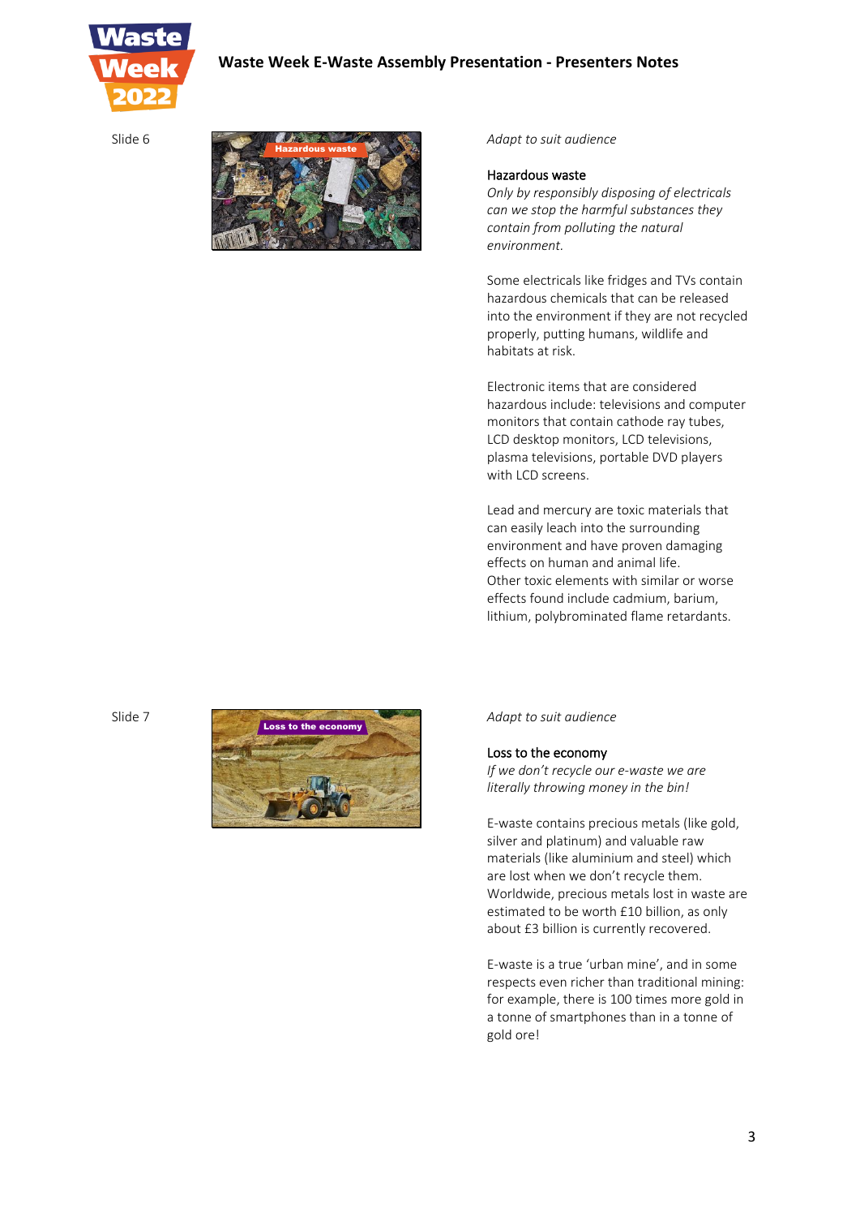Slide 6

*Adapt to suit audience*

Hazardous waste

*Only by responsibly disposing of electricals can we stop the harmful substances they contain from polluting the natural environment.*

Some electricals like fridges and TVs contain hazardous chemicals that can be released into the environment if they are not recycled properly, putting humans, wildlife and habitats at risk.

Electronic items that are considered hazardous include: televisions and computer monitors that contain cathode ray tubes, LCD desktop monitors, LCD televisions, plasma televisions, portable DVD players with LCD screens.

Lead and mercury are toxic materials that can easily leach into the surrounding environment and have proven damaging effects on human and animal life.
Other toxic elements with similar or worse effects found include cadmium, barium, lithium, polybrominated flame retardants.

Slide 7

*Adapt to suit audience*

Loss to the economy

*If we don't recycle our e-waste we are literally throwing money in the bin!*

E-waste contains precious metals (like gold, silver and platinum) and valuable raw materials (like aluminium and steel) which are lost when we don't recycle them. Worldwide, precious metals lost in waste are estimated to be worth £10 billion, as only about £3 billion is currently recovered.

E-waste is a true 'urban mine', and in some respects even richer than traditional mining: for example, there is 100 times more gold in a tonne of smartphones than in a tonne of gold ore!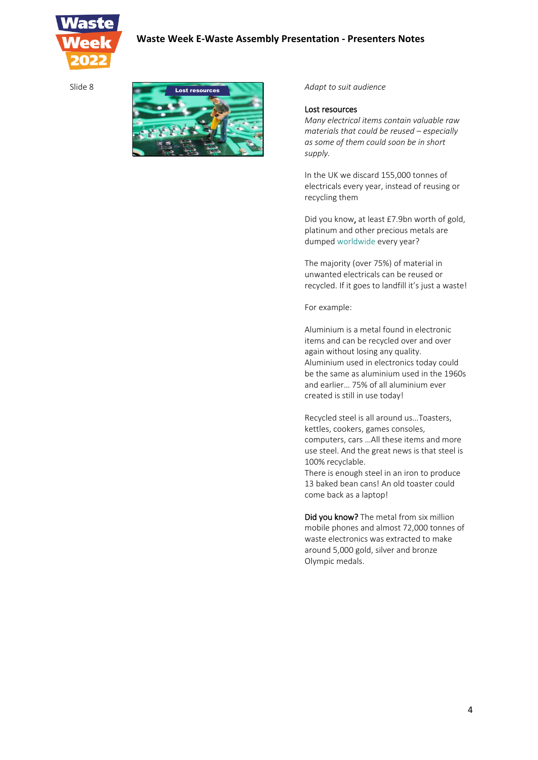Slide 8

*Adapt to suit audience*

Lost resources

*Many electrical items contain valuable raw materials that could be reused – especially as some of them could soon be in short supply.*

In the UK we discard 155,000 tonnes of electricals every year, instead of reusing or recycling them

Did you know**,** at least £7.9bn worth of gold, platinum and other precious metals are dumped worldwide every year?

The majority (over 75%) of material in unwanted electricals can be reused or recycled. If it goes to landfill it's just a waste!

For example:

Aluminium is a metal found in electronic items and can be recycled over and over again without losing any quality. Aluminium used in electronics today could be the same as aluminium used in the 1960s and earlier… 75% of all aluminium ever created is still in use today!

Recycled steel is all around us…Toasters, kettles, cookers, games consoles, computers, cars …All these items and more use steel. And the great news is that steel is 100% recyclable.
There is enough steel in an iron to produce 13 baked bean cans! An old toaster could come back as a laptop!

**Did you know?** The metal from six million mobile phones and almost 72,000 tonnes of waste electronics was extracted to make around 5,000 gold, silver and bronze Olympic medals.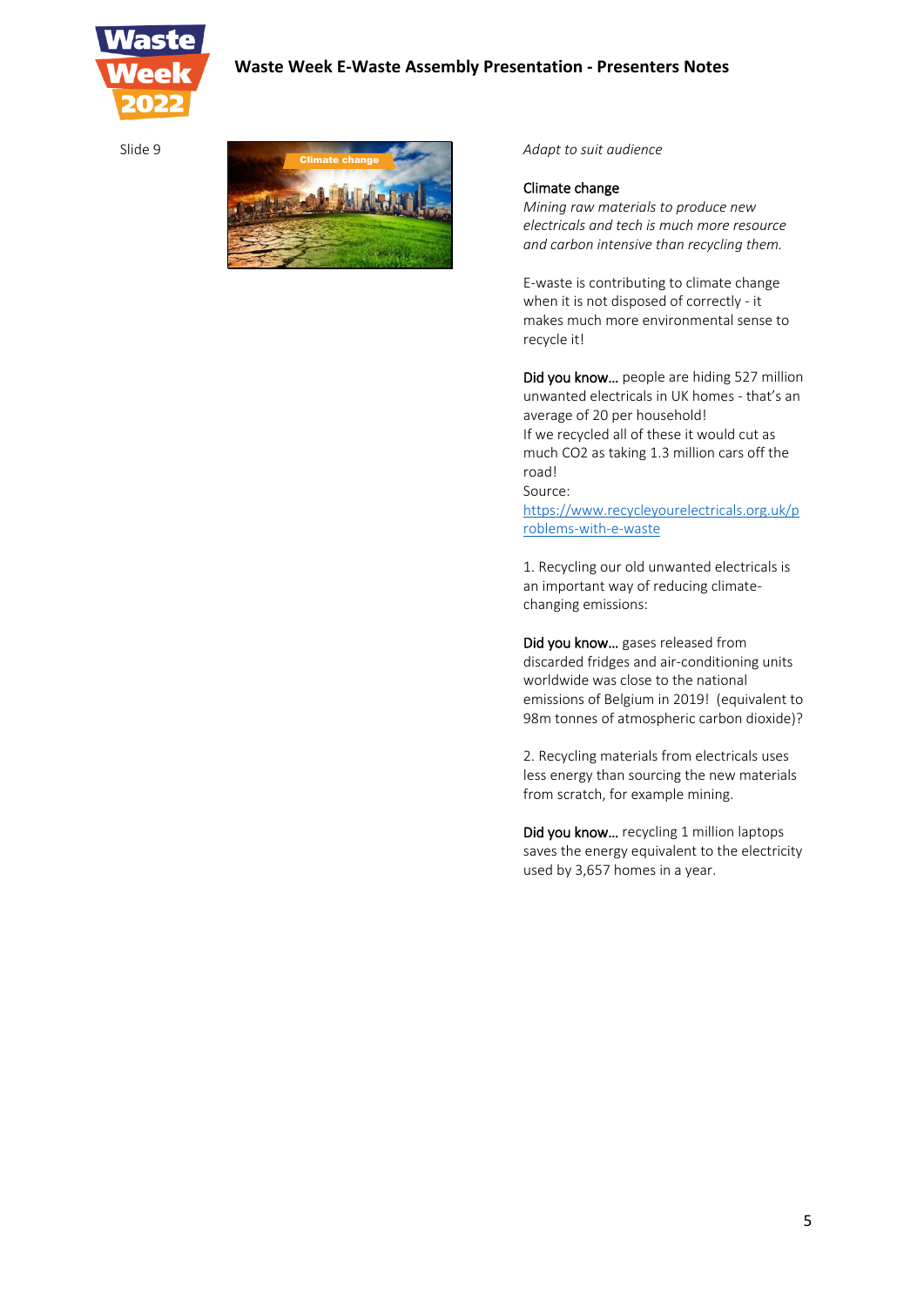Slide 9

*Adapt to suit audience*

Climate change

*Mining raw materials to produce new electricals and tech is much more resource and carbon intensive than recycling them.*

E-waste is contributing to climate change when it is not disposed of correctly - it makes much more environmental sense to recycle it!

Did you know… people are hiding 527 million unwanted electricals in UK homes - that's an average of 20 per household!
If we recycled all of these it would cut as much CO2 as taking 1.3 million cars off the road!
Source: [https://www.recycleyourelectricals.org.uk/problems-with-e-waste](https://www.recycleyourelectricals.org.uk/problems-with-e-waste)

1. Recycling our old unwanted electricals is an important way of reducing climate-changing emissions:

Did you know… gases released from discarded fridges and air-conditioning units worldwide was close to the national emissions of Belgium in 2019! (equivalent to 98m tonnes of atmospheric carbon dioxide)?

2. Recycling materials from electricals uses less energy than sourcing the new materials from scratch, for example mining.

Did you know… recycling 1 million laptops saves the energy equivalent to the electricity used by 3,657 homes in a year.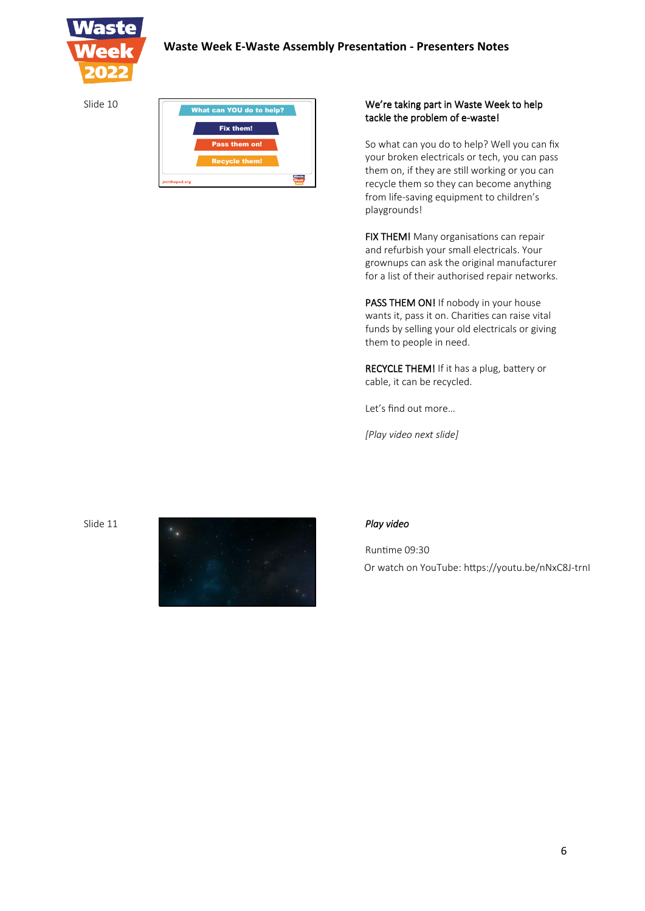Slide 10

**We're taking part in Waste Week to help tackle the problem of e-waste!**

So what can you do to help? Well you can fix your broken electricals or tech, you can pass them on, if they are still working or you can recycle them so they can become anything from life-saving equipment to children's playgrounds!

FIX THEM! Many organisations can repair and refurbish your small electricals. Your grownups can ask the original manufacturer for a list of their authorised repair networks.

PASS THEM ON! If nobody in your house wants it, pass it on. Charities can raise vital funds by selling your old electricals or giving them to people in need.

RECYCLE THEM! If it has a plug, battery or cable, it can be recycled.

Let's find out more…

*[Play video next slide]*

Slide 11

*Play video*

Runtime 09:30

Or watch on YouTube: https://youtu.be/nNxC8J-trnI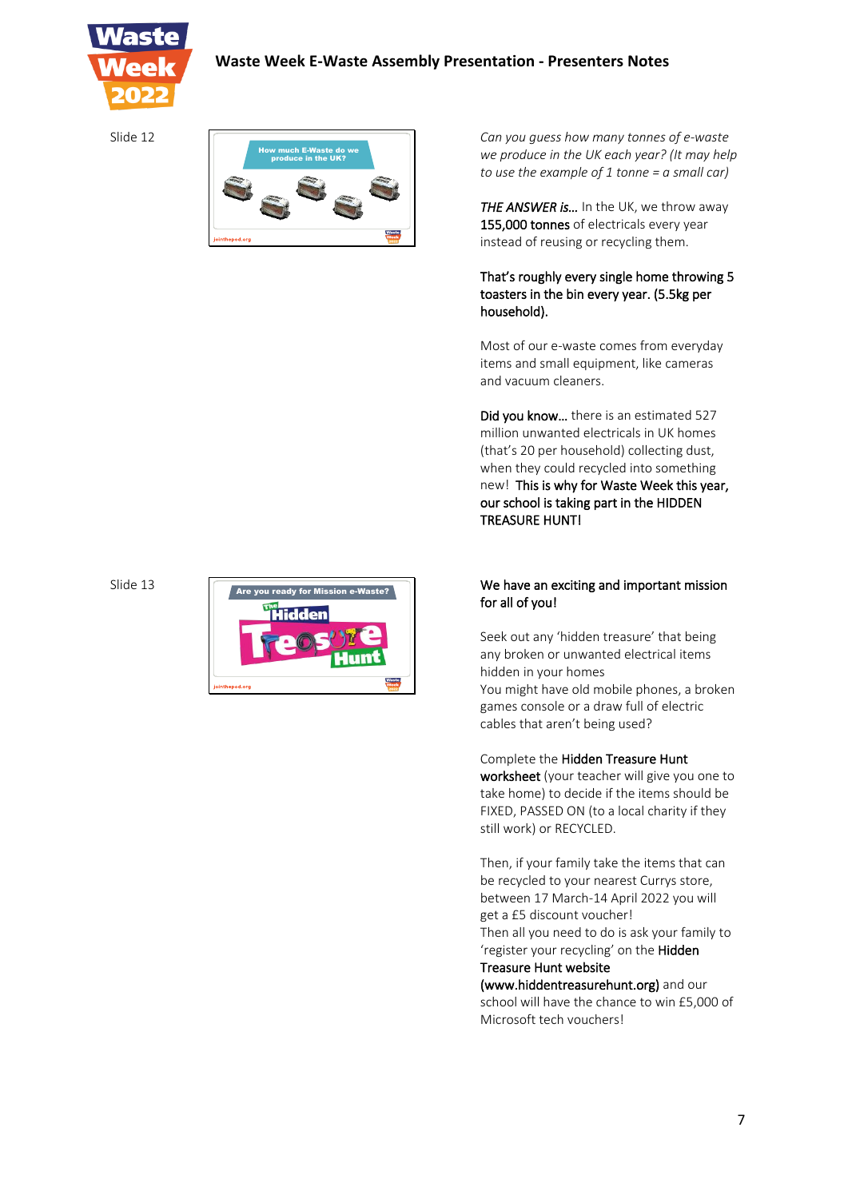Slide 12

*Can you guess how many tonnes of e-waste we produce in the UK each year? (It may help to use the example of 1 tonne = a small car)*

*THE ANSWER is…* In the UK, we throw away 155,000 tonnes of electricals every year instead of reusing or recycling them.

That's roughly every single home throwing 5 toasters in the bin every year. (5.5kg per household).

Most of our e-waste comes from everyday items and small equipment, like cameras and vacuum cleaners.

Did you know… there is an estimated 527 million unwanted electricals in UK homes (that's 20 per household) collecting dust, when they could recycled into something new! This is why for Waste Week this year, our school is taking part in the HIDDEN TREASURE HUNT!

Slide 13

We have an exciting and important mission for all of you!

Seek out any 'hidden treasure' that being any broken or unwanted electrical items hidden in your homes
You might have old mobile phones, a broken games console or a draw full of electric cables that aren't being used?

Complete the Hidden Treasure Hunt worksheet (your teacher will give you one to take home) to decide if the items should be FIXED, PASSED ON (to a local charity if they still work) or RECYCLED.

Then, if your family take the items that can be recycled to your nearest Currys store, between 17 March-14 April 2022 you will get a £5 discount voucher!
Then all you need to do is ask your family to 'register your recycling' on the Hidden Treasure Hunt website (www.hiddentreasurehunt.org) and our school will have the chance to win £5,000 of Microsoft tech vouchers!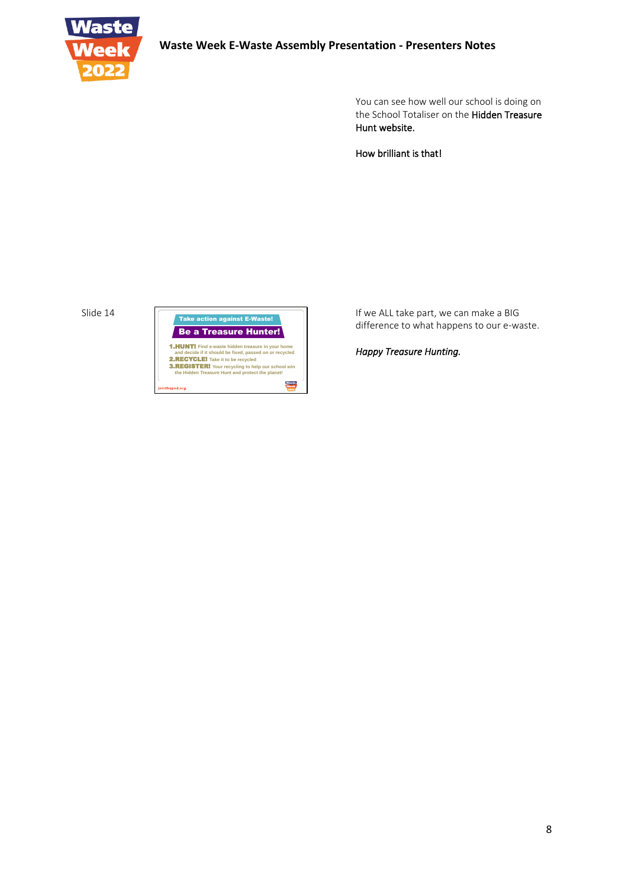You can see how well our school is doing on the School Totaliser on the Hidden Treasure Hunt website.

How brilliant is that!

Slide 14

Take action against E-Waste!

Be a Treasure Hunter!

1. HUNT! Find e-waste hidden treasure in your home and decide if it should be fixed, passed on or recycled
2. RECYCLE! Take it to be recycled
3. REGISTER! Your recycling to help our school win the Hidden Treasure Hunt and protect the planet!

jointhepod.org

If we ALL take part, we can make a BIG difference to what happens to our e-waste.

*Happy Treasure Hunting.*